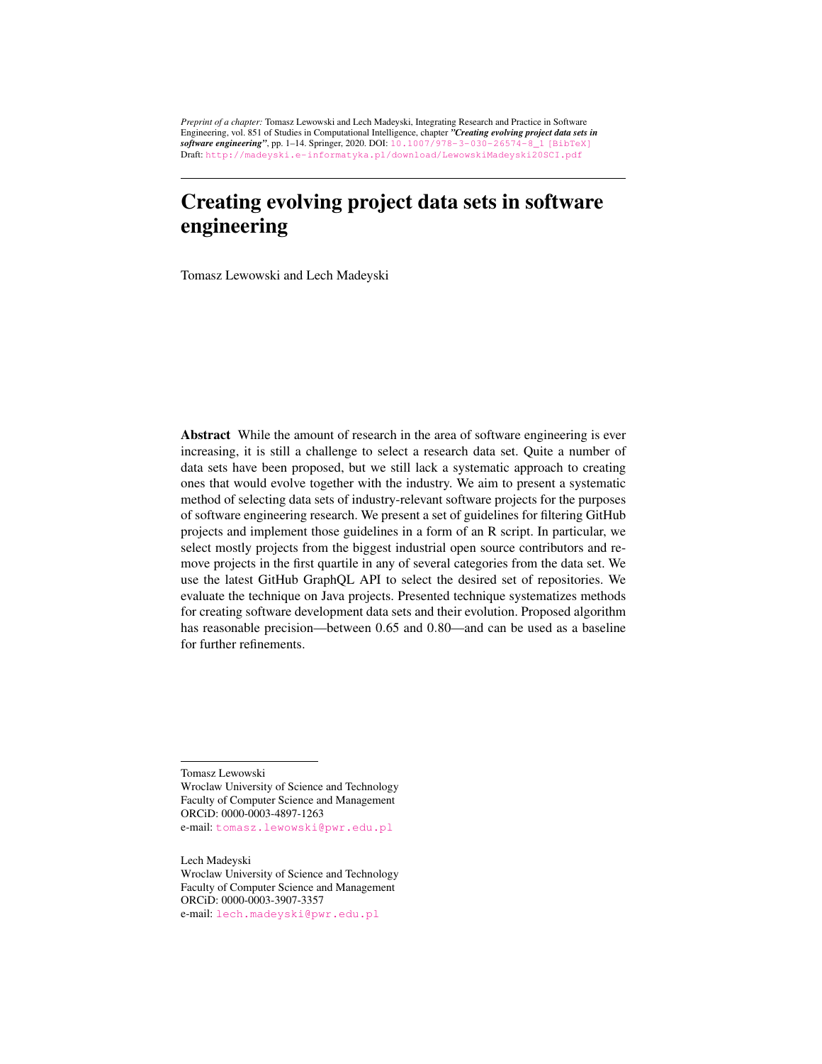*Preprint of a chapter:* Tomasz Lewowski and Lech Madeyski, Integrating Research and Practice in Software Engineering, vol. 851 of Studies in Computational Intelligence, chapter ***"Creating evolving project data sets in software engineering"***, pp. 1–14. Springer, 2020. DOI: 10.1007/978-3-030-26574-8_1 [BibTeX]
Draft: http://madeyski.e-informatyka.pl/download/LewowskiMadeyski20SCI.pdf

---

# Creating evolving project data sets in software engineering

Tomasz Lewowski and Lech Madeyski

**Abstract** While the amount of research in the area of software engineering is ever increasing, it is still a challenge to select a research data set. Quite a number of data sets have been proposed, but we still lack a systematic approach to creating ones that would evolve together with the industry. We aim to present a systematic method of selecting data sets of industry-relevant software projects for the purposes of software engineering research. We present a set of guidelines for filtering GitHub projects and implement those guidelines in a form of an R script. In particular, we select mostly projects from the biggest industrial open source contributors and remove projects in the first quartile in any of several categories from the data set. We use the latest GitHub GraphQL API to select the desired set of repositories. We evaluate the technique on Java projects. Presented technique systematizes methods for creating software development data sets and their evolution. Proposed algorithm has reasonable precision—between 0.65 and 0.80—and can be used as a baseline for further refinements.

---

Tomasz Lewowski
Wroclaw University of Science and Technology
Faculty of Computer Science and Management
ORCiD: 0000-0003-4897-1263
e-mail: tomasz.lewowski@pwr.edu.pl

Lech Madeyski
Wroclaw University of Science and Technology
Faculty of Computer Science and Management
ORCiD: 0000-0003-3907-3357
e-mail: lech.madeyski@pwr.edu.pl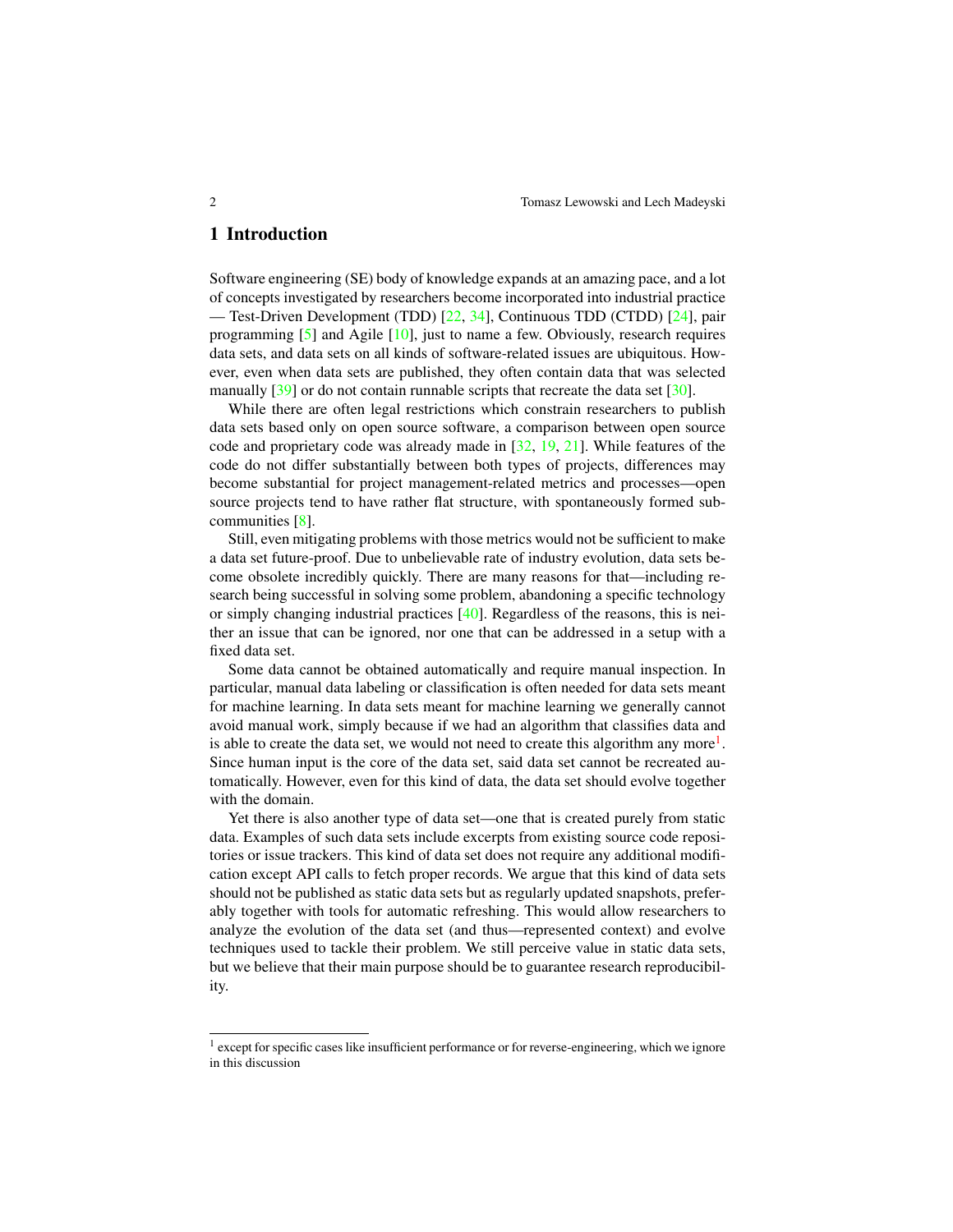## 1 Introduction

Software engineering (SE) body of knowledge expands at an amazing pace, and a lot of concepts investigated by researchers become incorporated into industrial practice — Test-Driven Development (TDD) [22, 34], Continuous TDD (CTDD) [24], pair programming [5] and Agile [10], just to name a few. Obviously, research requires data sets, and data sets on all kinds of software-related issues are ubiquitous. However, even when data sets are published, they often contain data that was selected manually [39] or do not contain runnable scripts that recreate the data set [30].

While there are often legal restrictions which constrain researchers to publish data sets based only on open source software, a comparison between open source code and proprietary code was already made in [32, 19, 21]. While features of the code do not differ substantially between both types of projects, differences may become substantial for project management-related metrics and processes—open source projects tend to have rather flat structure, with spontaneously formed subcommunities [8].

Still, even mitigating problems with those metrics would not be sufficient to make a data set future-proof. Due to unbelievable rate of industry evolution, data sets become obsolete incredibly quickly. There are many reasons for that—including research being successful in solving some problem, abandoning a specific technology or simply changing industrial practices [40]. Regardless of the reasons, this is neither an issue that can be ignored, nor one that can be addressed in a setup with a fixed data set.

Some data cannot be obtained automatically and require manual inspection. In particular, manual data labeling or classification is often needed for data sets meant for machine learning. In data sets meant for machine learning we generally cannot avoid manual work, simply because if we had an algorithm that classifies data and is able to create the data set, we would not need to create this algorithm any more[1]. Since human input is the core of the data set, said data set cannot be recreated automatically. However, even for this kind of data, the data set should evolve together with the domain.

Yet there is also another type of data set—one that is created purely from static data. Examples of such data sets include excerpts from existing source code repositories or issue trackers. This kind of data set does not require any additional modification except API calls to fetch proper records. We argue that this kind of data sets should not be published as static data sets but as regularly updated snapshots, preferably together with tools for automatic refreshing. This would allow researchers to analyze the evolution of the data set (and thus—represented context) and evolve techniques used to tackle their problem. We still perceive value in static data sets, but we believe that their main purpose should be to guarantee research reproducibility.

---

[1] except for specific cases like insufficient performance or for reverse-engineering, which we ignore in this discussion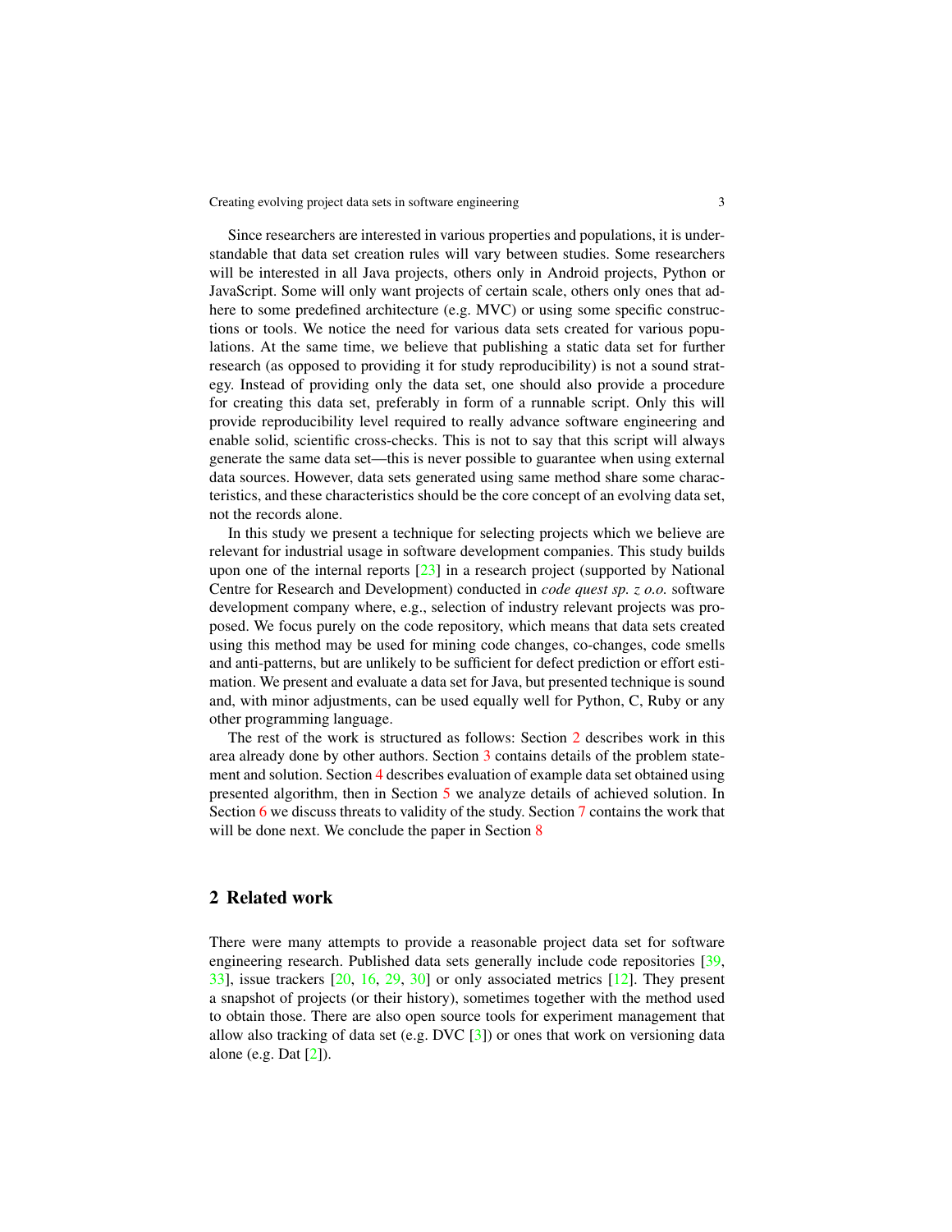Since researchers are interested in various properties and populations, it is understandable that data set creation rules will vary between studies. Some researchers will be interested in all Java projects, others only in Android projects, Python or JavaScript. Some will only want projects of certain scale, others only ones that adhere to some predefined architecture (e.g. MVC) or using some specific constructions or tools. We notice the need for various data sets created for various populations. At the same time, we believe that publishing a static data set for further research (as opposed to providing it for study reproducibility) is not a sound strategy. Instead of providing only the data set, one should also provide a procedure for creating this data set, preferably in form of a runnable script. Only this will provide reproducibility level required to really advance software engineering and enable solid, scientific cross-checks. This is not to say that this script will always generate the same data set—this is never possible to guarantee when using external data sources. However, data sets generated using same method share some characteristics, and these characteristics should be the core concept of an evolving data set, not the records alone.

In this study we present a technique for selecting projects which we believe are relevant for industrial usage in software development companies. This study builds upon one of the internal reports [23] in a research project (supported by National Centre for Research and Development) conducted in *code quest sp. z o.o.* software development company where, e.g., selection of industry relevant projects was proposed. We focus purely on the code repository, which means that data sets created using this method may be used for mining code changes, co-changes, code smells and anti-patterns, but are unlikely to be sufficient for defect prediction or effort estimation. We present and evaluate a data set for Java, but presented technique is sound and, with minor adjustments, can be used equally well for Python, C, Ruby or any other programming language.

The rest of the work is structured as follows: Section 2 describes work in this area already done by other authors. Section 3 contains details of the problem statement and solution. Section 4 describes evaluation of example data set obtained using presented algorithm, then in Section 5 we analyze details of achieved solution. In Section 6 we discuss threats to validity of the study. Section 7 contains the work that will be done next. We conclude the paper in Section 8

## 2 Related work

There were many attempts to provide a reasonable project data set for software engineering research. Published data sets generally include code repositories [39, 33], issue trackers [20, 16, 29, 30] or only associated metrics [12]. They present a snapshot of projects (or their history), sometimes together with the method used to obtain those. There are also open source tools for experiment management that allow also tracking of data set (e.g. DVC [3]) or ones that work on versioning data alone (e.g. Dat [2]).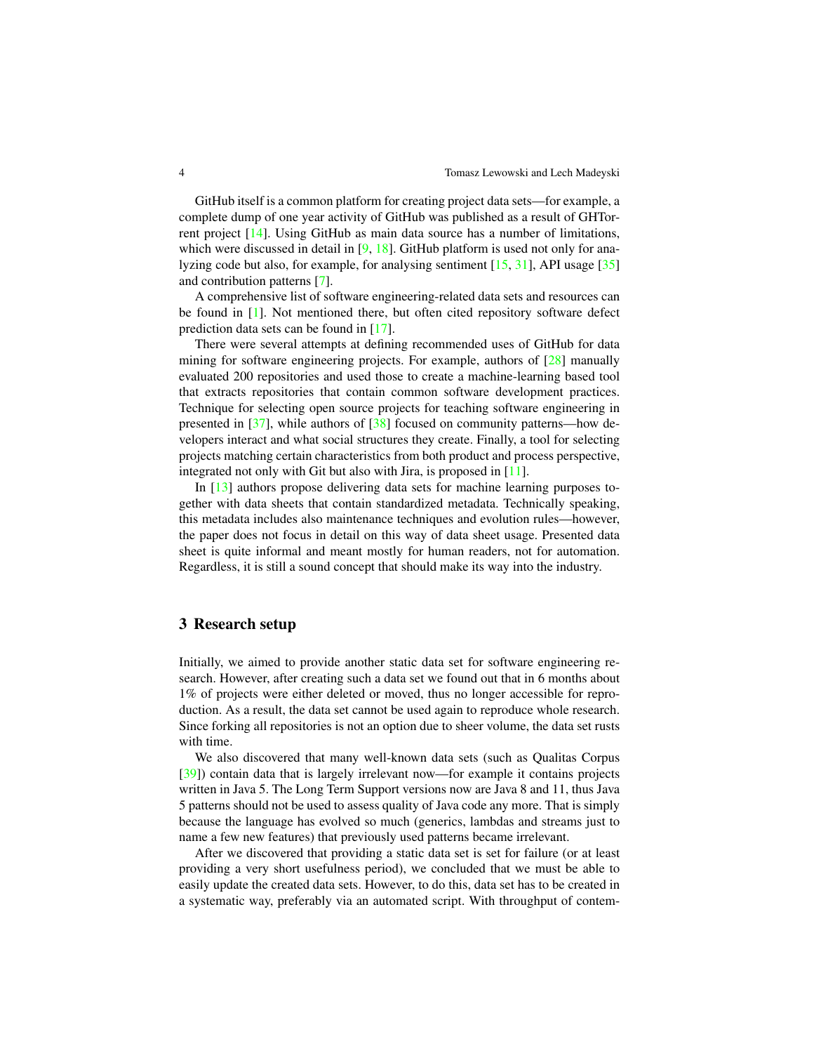GitHub itself is a common platform for creating project data sets—for example, a complete dump of one year activity of GitHub was published as a result of GHTorrent project [14]. Using GitHub as main data source has a number of limitations, which were discussed in detail in [9, 18]. GitHub platform is used not only for analyzing code but also, for example, for analysing sentiment [15, 31], API usage [35] and contribution patterns [7].

A comprehensive list of software engineering-related data sets and resources can be found in [1]. Not mentioned there, but often cited repository software defect prediction data sets can be found in [17].

There were several attempts at defining recommended uses of GitHub for data mining for software engineering projects. For example, authors of [28] manually evaluated 200 repositories and used those to create a machine-learning based tool that extracts repositories that contain common software development practices. Technique for selecting open source projects for teaching software engineering in presented in [37], while authors of [38] focused on community patterns—how developers interact and what social structures they create. Finally, a tool for selecting projects matching certain characteristics from both product and process perspective, integrated not only with Git but also with Jira, is proposed in [11].

In [13] authors propose delivering data sets for machine learning purposes together with data sheets that contain standardized metadata. Technically speaking, this metadata includes also maintenance techniques and evolution rules—however, the paper does not focus in detail on this way of data sheet usage. Presented data sheet is quite informal and meant mostly for human readers, not for automation. Regardless, it is still a sound concept that should make its way into the industry.

## 3 Research setup

Initially, we aimed to provide another static data set for software engineering research. However, after creating such a data set we found out that in 6 months about 1% of projects were either deleted or moved, thus no longer accessible for reproduction. As a result, the data set cannot be used again to reproduce whole research. Since forking all repositories is not an option due to sheer volume, the data set rusts with time.

We also discovered that many well-known data sets (such as Qualitas Corpus [39]) contain data that is largely irrelevant now—for example it contains projects written in Java 5. The Long Term Support versions now are Java 8 and 11, thus Java 5 patterns should not be used to assess quality of Java code any more. That is simply because the language has evolved so much (generics, lambdas and streams just to name a few new features) that previously used patterns became irrelevant.

After we discovered that providing a static data set is set for failure (or at least providing a very short usefulness period), we concluded that we must be able to easily update the created data sets. However, to do this, data set has to be created in a systematic way, preferably via an automated script. With throughput of contem-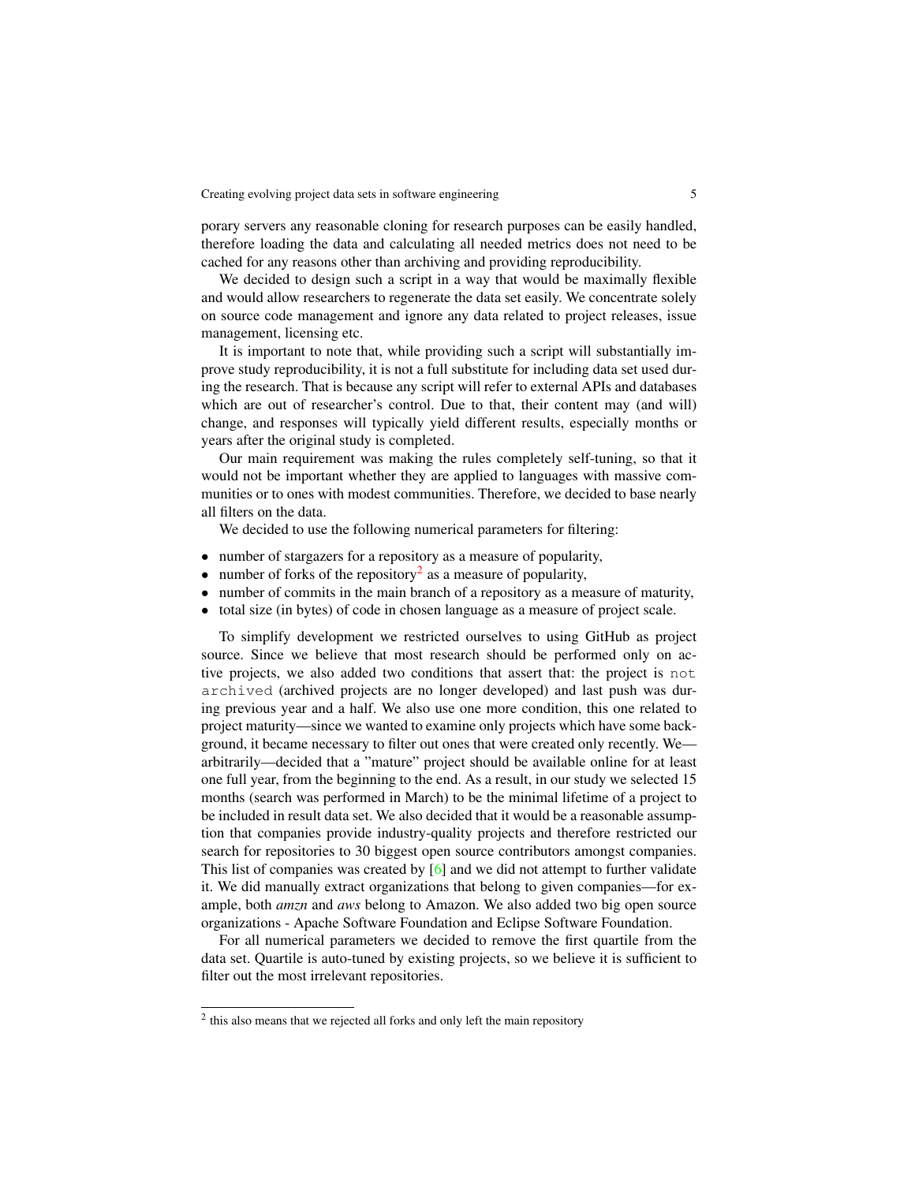porary servers any reasonable cloning for research purposes can be easily handled, therefore loading the data and calculating all needed metrics does not need to be cached for any reasons other than archiving and providing reproducibility.

We decided to design such a script in a way that would be maximally flexible and would allow researchers to regenerate the data set easily. We concentrate solely on source code management and ignore any data related to project releases, issue management, licensing etc.

It is important to note that, while providing such a script will substantially improve study reproducibility, it is not a full substitute for including data set used during the research. That is because any script will refer to external APIs and databases which are out of researcher's control. Due to that, their content may (and will) change, and responses will typically yield different results, especially months or years after the original study is completed.

Our main requirement was making the rules completely self-tuning, so that it would not be important whether they are applied to languages with massive communities or to ones with modest communities. Therefore, we decided to base nearly all filters on the data.

We decided to use the following numerical parameters for filtering:

- number of stargazers for a repository as a measure of popularity,
- number of forks of the repository[2] as a measure of popularity,
- number of commits in the main branch of a repository as a measure of maturity,
- total size (in bytes) of code in chosen language as a measure of project scale.

To simplify development we restricted ourselves to using GitHub as project source. Since we believe that most research should be performed only on active projects, we also added two conditions that assert that: the project is `not archived` (archived projects are no longer developed) and last push was during previous year and a half. We also use one more condition, this one related to project maturity—since we wanted to examine only projects which have some background, it became necessary to filter out ones that were created only recently. We—arbitrarily—decided that a "mature" project should be available online for at least one full year, from the beginning to the end. As a result, in our study we selected 15 months (search was performed in March) to be the minimal lifetime of a project to be included in result data set. We also decided that it would be a reasonable assumption that companies provide industry-quality projects and therefore restricted our search for repositories to 30 biggest open source contributors amongst companies. This list of companies was created by [6] and we did not attempt to further validate it. We did manually extract organizations that belong to given companies—for example, both *amzn* and *aws* belong to Amazon. We also added two big open source organizations - Apache Software Foundation and Eclipse Software Foundation.

For all numerical parameters we decided to remove the first quartile from the data set. Quartile is auto-tuned by existing projects, so we believe it is sufficient to filter out the most irrelevant repositories.

[2] this also means that we rejected all forks and only left the main repository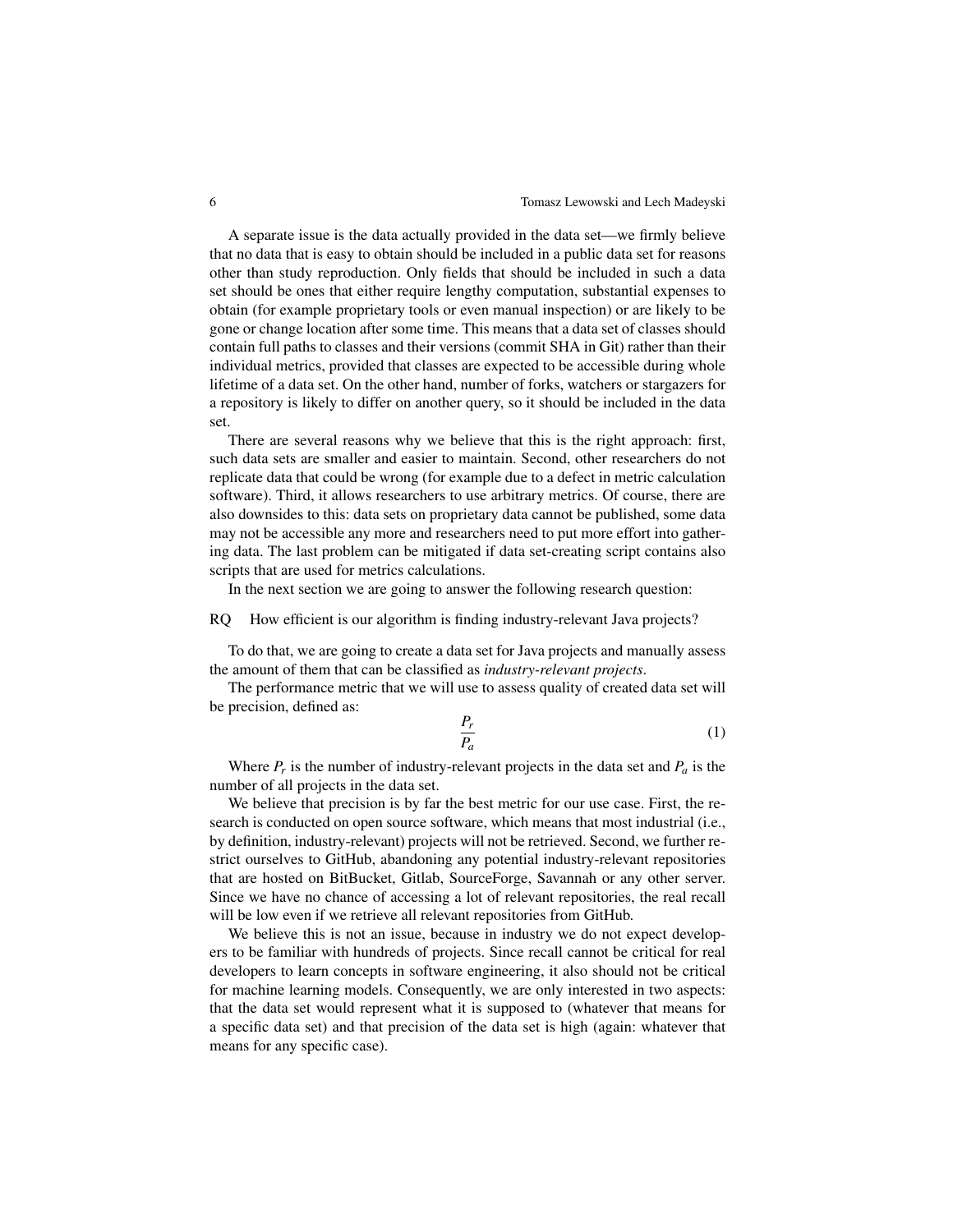A separate issue is the data actually provided in the data set—we firmly believe that no data that is easy to obtain should be included in a public data set for reasons other than study reproduction. Only fields that should be included in such a data set should be ones that either require lengthy computation, substantial expenses to obtain (for example proprietary tools or even manual inspection) or are likely to be gone or change location after some time. This means that a data set of classes should contain full paths to classes and their versions (commit SHA in Git) rather than their individual metrics, provided that classes are expected to be accessible during whole lifetime of a data set. On the other hand, number of forks, watchers or stargazers for a repository is likely to differ on another query, so it should be included in the data set.

There are several reasons why we believe that this is the right approach: first, such data sets are smaller and easier to maintain. Second, other researchers do not replicate data that could be wrong (for example due to a defect in metric calculation software). Third, it allows researchers to use arbitrary metrics. Of course, there are also downsides to this: data sets on proprietary data cannot be published, some data may not be accessible any more and researchers need to put more effort into gathering data. The last problem can be mitigated if data set-creating script contains also scripts that are used for metrics calculations.

In the next section we are going to answer the following research question:

RQ How efficient is our algorithm is finding industry-relevant Java projects?

To do that, we are going to create a data set for Java projects and manually assess the amount of them that can be classified as *industry-relevant projects*.

The performance metric that we will use to assess quality of created data set will be precision, defined as:

$$\frac{P_r}{P_a} \tag{1}$$

Where $P_r$ is the number of industry-relevant projects in the data set and $P_a$ is the number of all projects in the data set.

We believe that precision is by far the best metric for our use case. First, the research is conducted on open source software, which means that most industrial (i.e., by definition, industry-relevant) projects will not be retrieved. Second, we further restrict ourselves to GitHub, abandoning any potential industry-relevant repositories that are hosted on BitBucket, Gitlab, SourceForge, Savannah or any other server. Since we have no chance of accessing a lot of relevant repositories, the real recall will be low even if we retrieve all relevant repositories from GitHub.

We believe this is not an issue, because in industry we do not expect developers to be familiar with hundreds of projects. Since recall cannot be critical for real developers to learn concepts in software engineering, it also should not be critical for machine learning models. Consequently, we are only interested in two aspects: that the data set would represent what it is supposed to (whatever that means for a specific data set) and that precision of the data set is high (again: whatever that means for any specific case).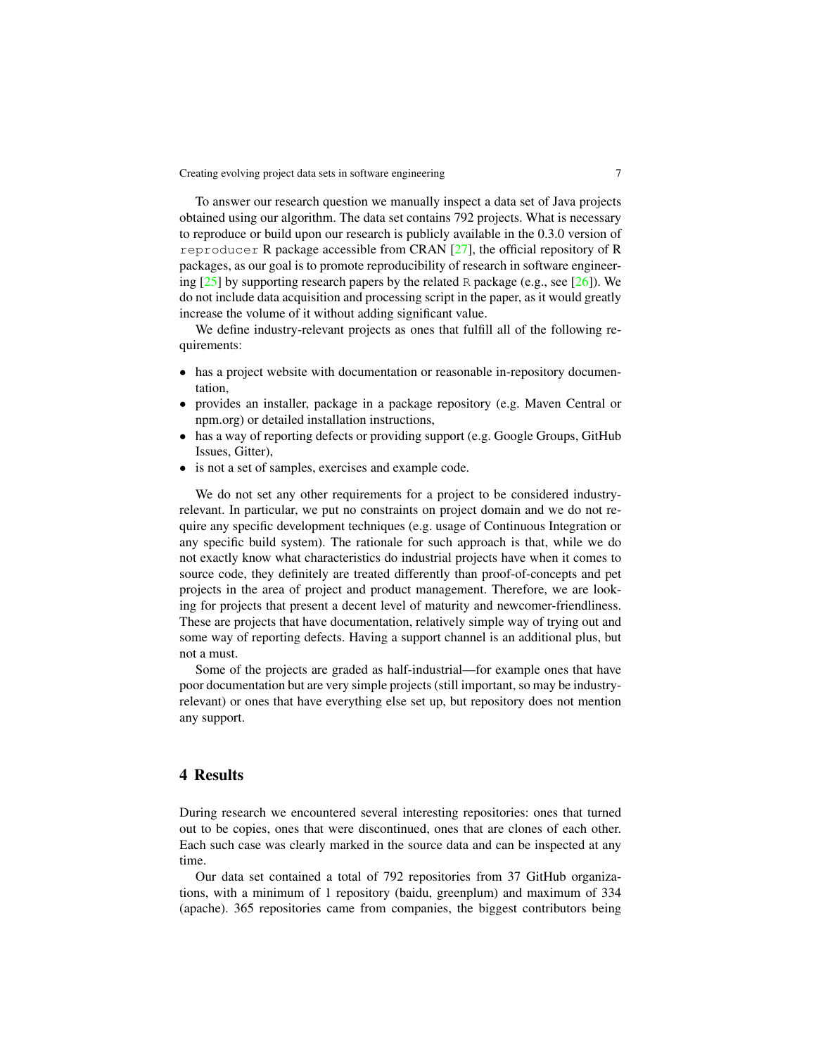To answer our research question we manually inspect a data set of Java projects obtained using our algorithm. The data set contains 792 projects. What is necessary to reproduce or build upon our research is publicly available in the 0.3.0 version of `reproducer` R package accessible from CRAN [27], the official repository of R packages, as our goal is to promote reproducibility of research in software engineering [25] by supporting research papers by the related `R` package (e.g., see [26]). We do not include data acquisition and processing script in the paper, as it would greatly increase the volume of it without adding significant value.

We define industry-relevant projects as ones that fulfill all of the following requirements:

- has a project website with documentation or reasonable in-repository documentation,
- provides an installer, package in a package repository (e.g. Maven Central or npm.org) or detailed installation instructions,
- has a way of reporting defects or providing support (e.g. Google Groups, GitHub Issues, Gitter),
- is not a set of samples, exercises and example code.

We do not set any other requirements for a project to be considered industry-relevant. In particular, we put no constraints on project domain and we do not require any specific development techniques (e.g. usage of Continuous Integration or any specific build system). The rationale for such approach is that, while we do not exactly know what characteristics do industrial projects have when it comes to source code, they definitely are treated differently than proof-of-concepts and pet projects in the area of project and product management. Therefore, we are looking for projects that present a decent level of maturity and newcomer-friendliness. These are projects that have documentation, relatively simple way of trying out and some way of reporting defects. Having a support channel is an additional plus, but not a must.

Some of the projects are graded as half-industrial—for example ones that have poor documentation but are very simple projects (still important, so may be industry-relevant) or ones that have everything else set up, but repository does not mention any support.

## 4 Results

During research we encountered several interesting repositories: ones that turned out to be copies, ones that were discontinued, ones that are clones of each other. Each such case was clearly marked in the source data and can be inspected at any time.

Our data set contained a total of 792 repositories from 37 GitHub organizations, with a minimum of 1 repository (baidu, greenplum) and maximum of 334 (apache). 365 repositories came from companies, the biggest contributors being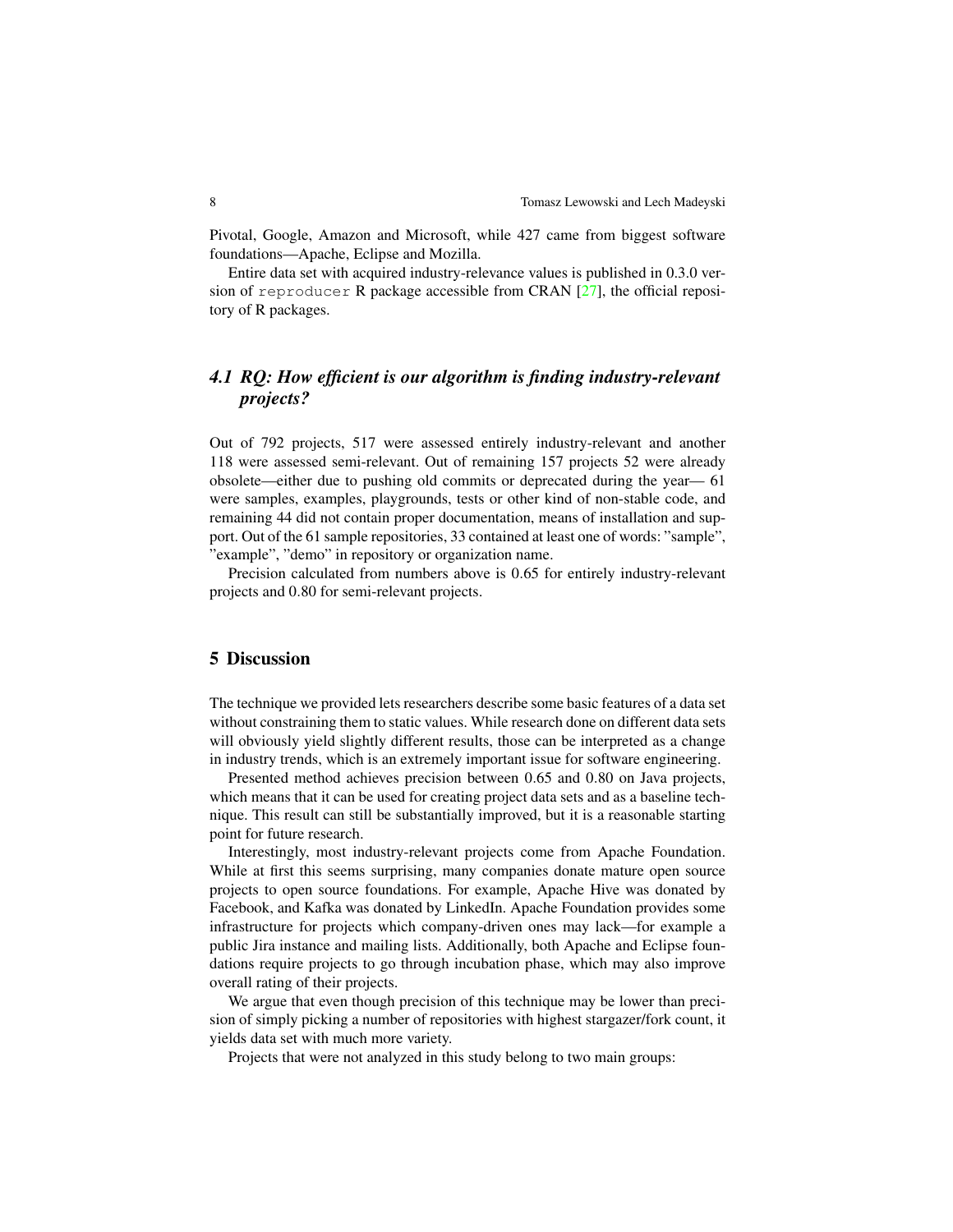Pivotal, Google, Amazon and Microsoft, while 427 came from biggest software foundations—Apache, Eclipse and Mozilla.

Entire data set with acquired industry-relevance values is published in 0.3.0 version of `reproducer` R package accessible from CRAN [27], the official repository of R packages.

### *4.1 RQ: How efficient is our algorithm is finding industry-relevant projects?*

Out of 792 projects, 517 were assessed entirely industry-relevant and another 118 were assessed semi-relevant. Out of remaining 157 projects 52 were already obsolete—either due to pushing old commits or deprecated during the year— 61 were samples, examples, playgrounds, tests or other kind of non-stable code, and remaining 44 did not contain proper documentation, means of installation and support. Out of the 61 sample repositories, 33 contained at least one of words: "sample", "example", "demo" in repository or organization name.

Precision calculated from numbers above is 0.65 for entirely industry-relevant projects and 0.80 for semi-relevant projects.

## 5 Discussion

The technique we provided lets researchers describe some basic features of a data set without constraining them to static values. While research done on different data sets will obviously yield slightly different results, those can be interpreted as a change in industry trends, which is an extremely important issue for software engineering.

Presented method achieves precision between 0.65 and 0.80 on Java projects, which means that it can be used for creating project data sets and as a baseline technique. This result can still be substantially improved, but it is a reasonable starting point for future research.

Interestingly, most industry-relevant projects come from Apache Foundation. While at first this seems surprising, many companies donate mature open source projects to open source foundations. For example, Apache Hive was donated by Facebook, and Kafka was donated by LinkedIn. Apache Foundation provides some infrastructure for projects which company-driven ones may lack—for example a public Jira instance and mailing lists. Additionally, both Apache and Eclipse foundations require projects to go through incubation phase, which may also improve overall rating of their projects.

We argue that even though precision of this technique may be lower than precision of simply picking a number of repositories with highest stargazer/fork count, it yields data set with much more variety.

Projects that were not analyzed in this study belong to two main groups: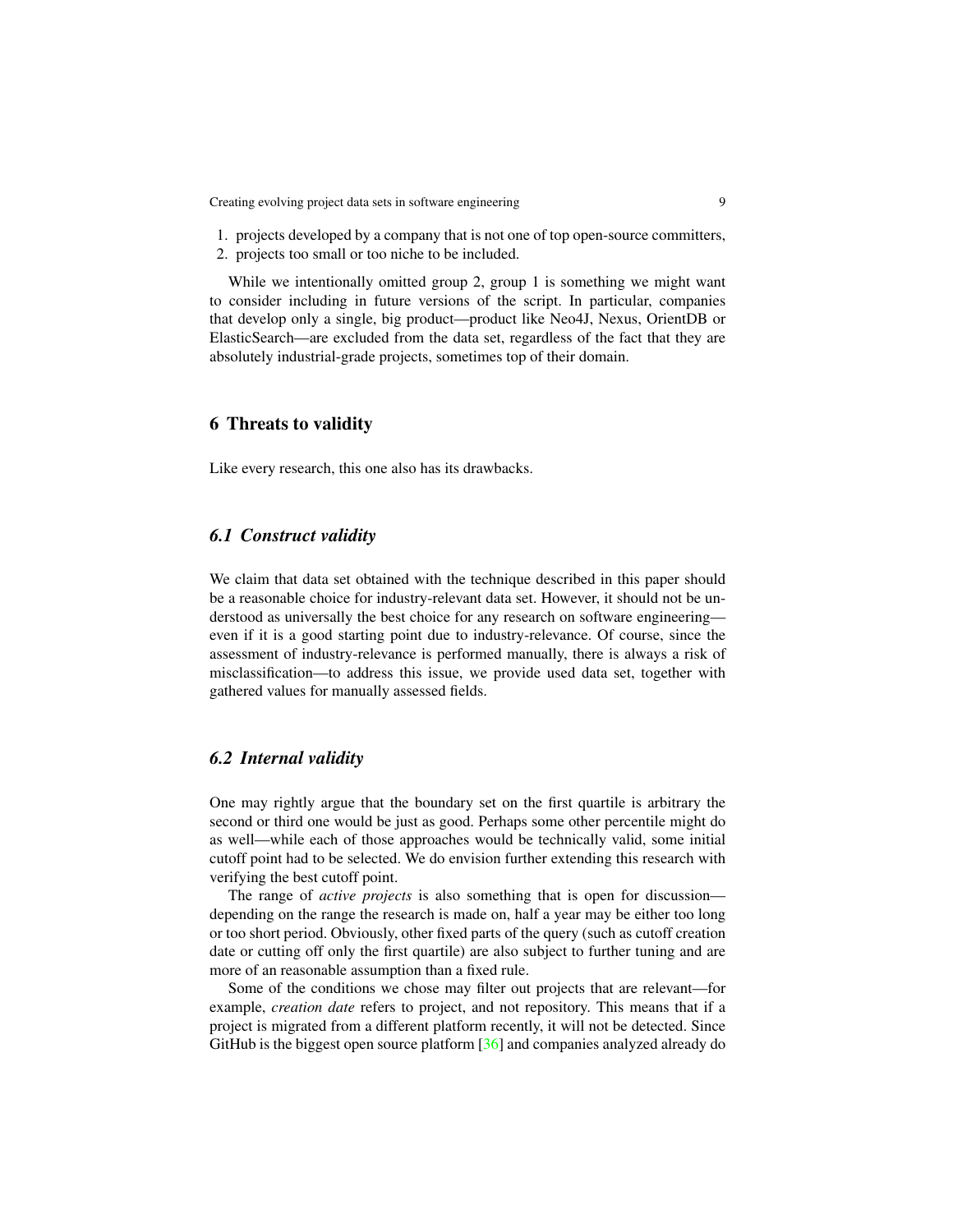1. projects developed by a company that is not one of top open-source committers,
2. projects too small or too niche to be included.

While we intentionally omitted group 2, group 1 is something we might want to consider including in future versions of the script. In particular, companies that develop only a single, big product—product like Neo4J, Nexus, OrientDB or ElasticSearch—are excluded from the data set, regardless of the fact that they are absolutely industrial-grade projects, sometimes top of their domain.

## 6 Threats to validity

Like every research, this one also has its drawbacks.

### *6.1 Construct validity*

We claim that data set obtained with the technique described in this paper should be a reasonable choice for industry-relevant data set. However, it should not be understood as universally the best choice for any research on software engineering—even if it is a good starting point due to industry-relevance. Of course, since the assessment of industry-relevance is performed manually, there is always a risk of misclassification—to address this issue, we provide used data set, together with gathered values for manually assessed fields.

### *6.2 Internal validity*

One may rightly argue that the boundary set on the first quartile is arbitrary the second or third one would be just as good. Perhaps some other percentile might do as well—while each of those approaches would be technically valid, some initial cutoff point had to be selected. We do envision further extending this research with verifying the best cutoff point.

The range of *active projects* is also something that is open for discussion—depending on the range the research is made on, half a year may be either too long or too short period. Obviously, other fixed parts of the query (such as cutoff creation date or cutting off only the first quartile) are also subject to further tuning and are more of an reasonable assumption than a fixed rule.

Some of the conditions we chose may filter out projects that are relevant—for example, *creation date* refers to project, and not repository. This means that if a project is migrated from a different platform recently, it will not be detected. Since GitHub is the biggest open source platform [36] and companies analyzed already do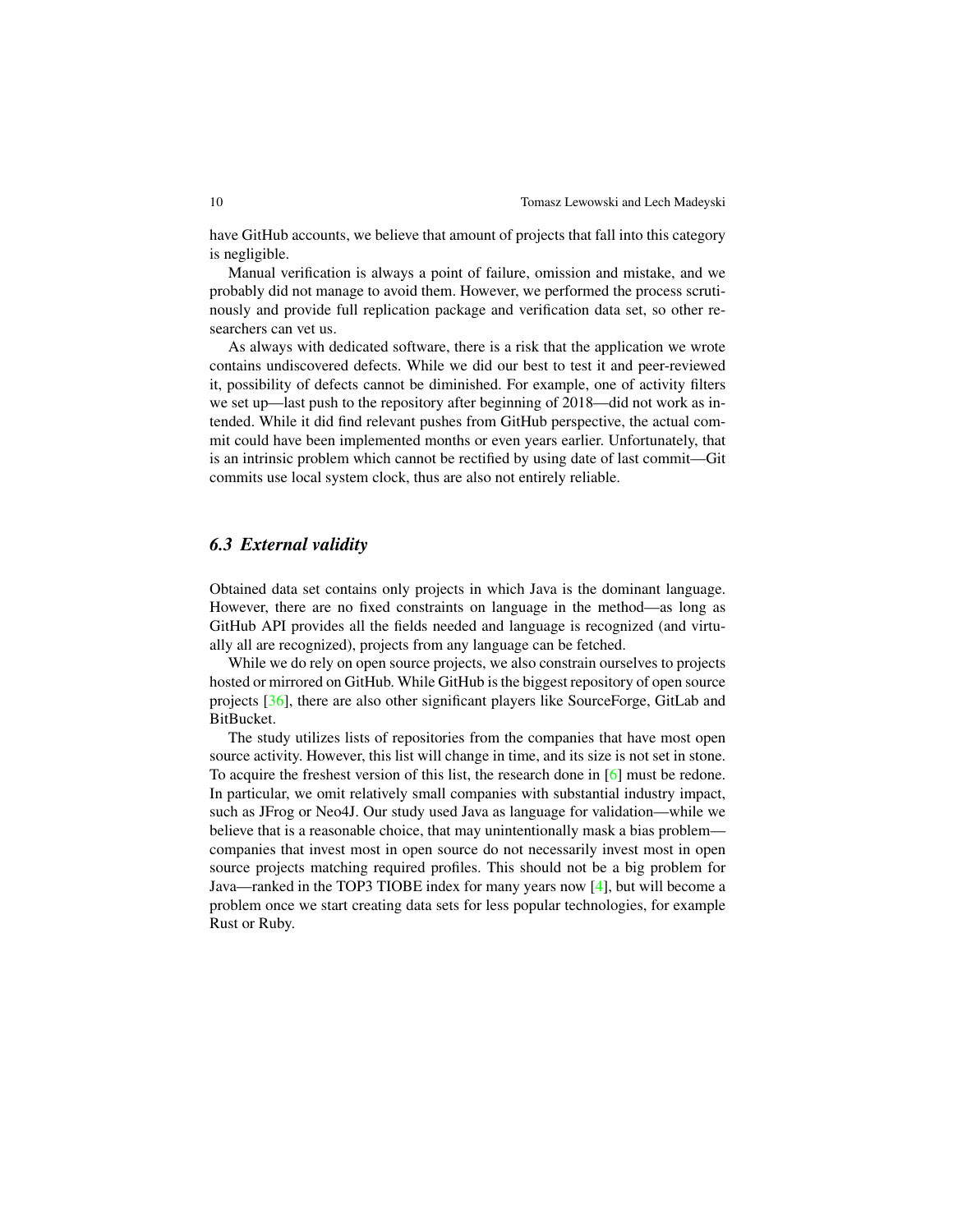have GitHub accounts, we believe that amount of projects that fall into this category is negligible.

Manual verification is always a point of failure, omission and mistake, and we probably did not manage to avoid them. However, we performed the process scrutinously and provide full replication package and verification data set, so other researchers can vet us.

As always with dedicated software, there is a risk that the application we wrote contains undiscovered defects. While we did our best to test it and peer-reviewed it, possibility of defects cannot be diminished. For example, one of activity filters we set up—last push to the repository after beginning of 2018—did not work as intended. While it did find relevant pushes from GitHub perspective, the actual commit could have been implemented months or even years earlier. Unfortunately, that is an intrinsic problem which cannot be rectified by using date of last commit—Git commits use local system clock, thus are also not entirely reliable.

### *6.3 External validity*

Obtained data set contains only projects in which Java is the dominant language. However, there are no fixed constraints on language in the method—as long as GitHub API provides all the fields needed and language is recognized (and virtually all are recognized), projects from any language can be fetched.

While we do rely on open source projects, we also constrain ourselves to projects hosted or mirrored on GitHub. While GitHub is the biggest repository of open source projects [36], there are also other significant players like SourceForge, GitLab and BitBucket.

The study utilizes lists of repositories from the companies that have most open source activity. However, this list will change in time, and its size is not set in stone. To acquire the freshest version of this list, the research done in [6] must be redone. In particular, we omit relatively small companies with substantial industry impact, such as JFrog or Neo4J. Our study used Java as language for validation—while we believe that is a reasonable choice, that may unintentionally mask a bias problem—companies that invest most in open source do not necessarily invest most in open source projects matching required profiles. This should not be a big problem for Java—ranked in the TOP3 TIOBE index for many years now [4], but will become a problem once we start creating data sets for less popular technologies, for example Rust or Ruby.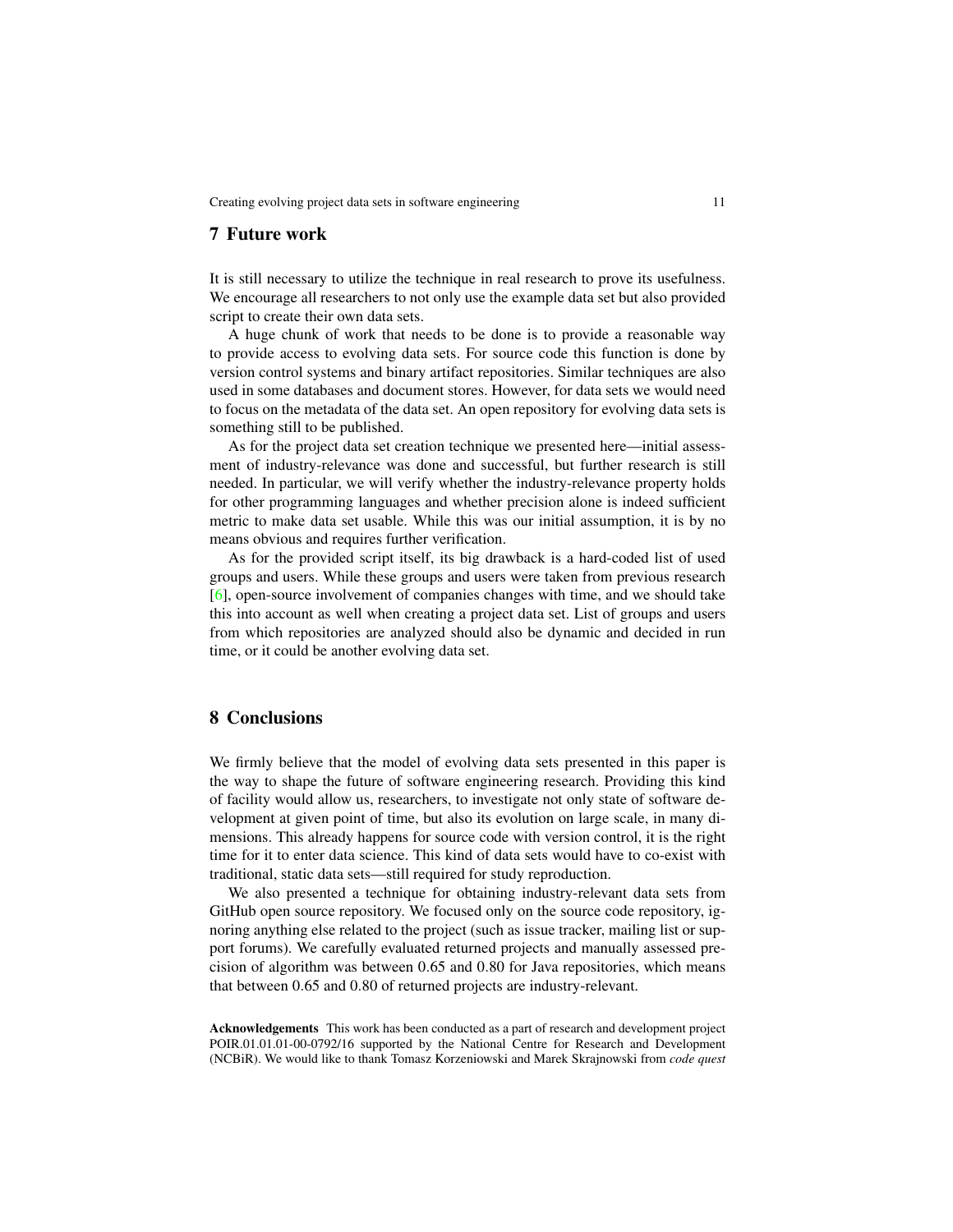## 7 Future work

It is still necessary to utilize the technique in real research to prove its usefulness. We encourage all researchers to not only use the example data set but also provided script to create their own data sets.

A huge chunk of work that needs to be done is to provide a reasonable way to provide access to evolving data sets. For source code this function is done by version control systems and binary artifact repositories. Similar techniques are also used in some databases and document stores. However, for data sets we would need to focus on the metadata of the data set. An open repository for evolving data sets is something still to be published.

As for the project data set creation technique we presented here—initial assessment of industry-relevance was done and successful, but further research is still needed. In particular, we will verify whether the industry-relevance property holds for other programming languages and whether precision alone is indeed sufficient metric to make data set usable. While this was our initial assumption, it is by no means obvious and requires further verification.

As for the provided script itself, its big drawback is a hard-coded list of used groups and users. While these groups and users were taken from previous research [6], open-source involvement of companies changes with time, and we should take this into account as well when creating a project data set. List of groups and users from which repositories are analyzed should also be dynamic and decided in run time, or it could be another evolving data set.

## 8 Conclusions

We firmly believe that the model of evolving data sets presented in this paper is the way to shape the future of software engineering research. Providing this kind of facility would allow us, researchers, to investigate not only state of software development at given point of time, but also its evolution on large scale, in many dimensions. This already happens for source code with version control, it is the right time for it to enter data science. This kind of data sets would have to co-exist with traditional, static data sets—still required for study reproduction.

We also presented a technique for obtaining industry-relevant data sets from GitHub open source repository. We focused only on the source code repository, ignoring anything else related to the project (such as issue tracker, mailing list or support forums). We carefully evaluated returned projects and manually assessed precision of algorithm was between 0.65 and 0.80 for Java repositories, which means that between 0.65 and 0.80 of returned projects are industry-relevant.

**Acknowledgements** This work has been conducted as a part of research and development project POIR.01.01.01-00-0792/16 supported by the National Centre for Research and Development (NCBiR). We would like to thank Tomasz Korzeniowski and Marek Skrajnowski from *code quest*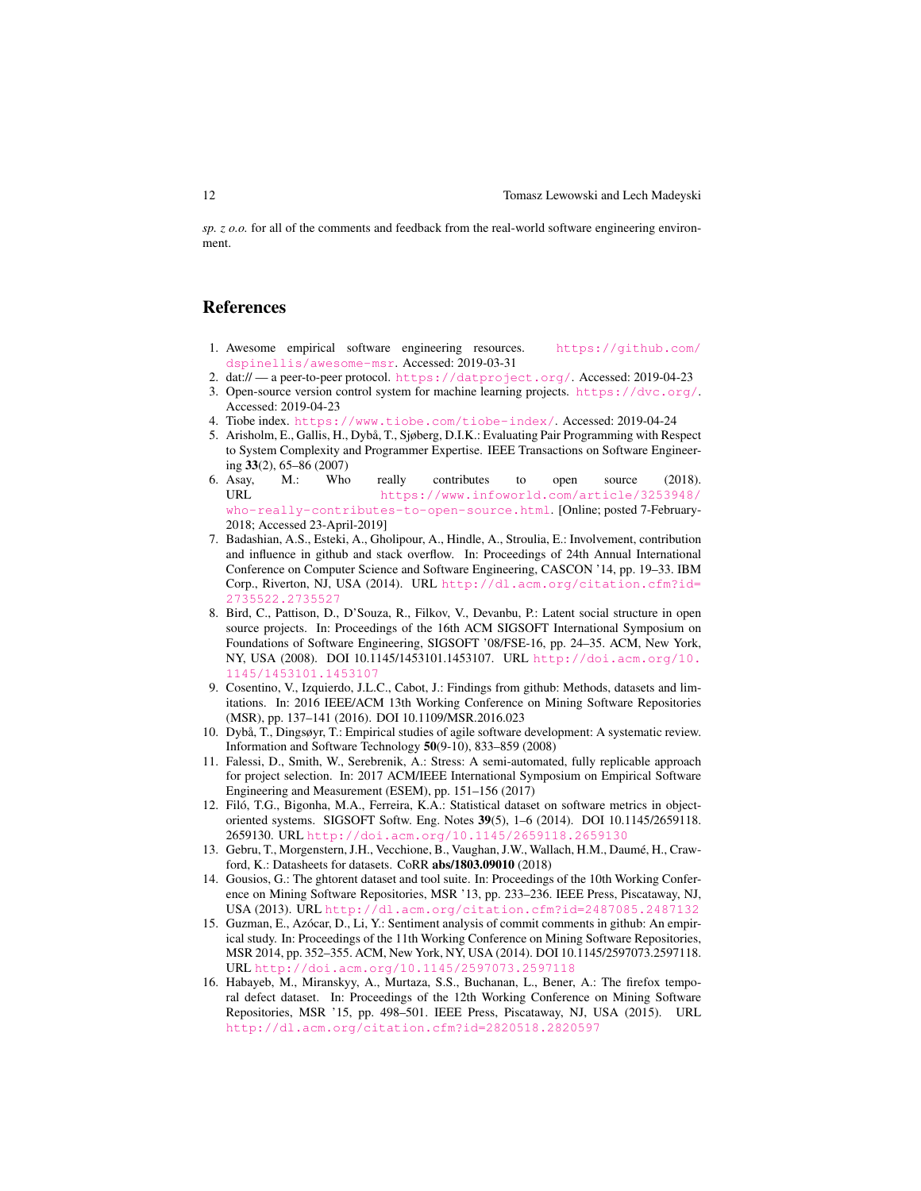*sp. z o.o.* for all of the comments and feedback from the real-world software engineering environment.

## References

1. Awesome empirical software engineering resources. https://github.com/dspinellis/awesome-msr. Accessed: 2019-03-31
2. dat:// — a peer-to-peer protocol. https://datproject.org/. Accessed: 2019-04-23
3. Open-source version control system for machine learning projects. https://dvc.org/. Accessed: 2019-04-23
4. Tiobe index. https://www.tiobe.com/tiobe-index/. Accessed: 2019-04-24
5. Arisholm, E., Gallis, H., Dybå, T., Sjøberg, D.I.K.: Evaluating Pair Programming with Respect to System Complexity and Programmer Expertise. IEEE Transactions on Software Engineering **33**(2), 65–86 (2007)
6. Asay, M.: Who really contributes to open source (2018). URL https://www.infoworld.com/article/3253948/who-really-contributes-to-open-source.html. [Online; posted 7-February-2018; Accessed 23-April-2019]
7. Badashian, A.S., Esteki, A., Gholipour, A., Hindle, A., Stroulia, E.: Involvement, contribution and influence in github and stack overflow. In: Proceedings of 24th Annual International Conference on Computer Science and Software Engineering, CASCON '14, pp. 19–33. IBM Corp., Riverton, NJ, USA (2014). URL http://dl.acm.org/citation.cfm?id=2735522.2735527
8. Bird, C., Pattison, D., D'Souza, R., Filkov, V., Devanbu, P.: Latent social structure in open source projects. In: Proceedings of the 16th ACM SIGSOFT International Symposium on Foundations of Software Engineering, SIGSOFT '08/FSE-16, pp. 24–35. ACM, New York, NY, USA (2008). DOI 10.1145/1453101.1453107. URL http://doi.acm.org/10.1145/1453101.1453107
9. Cosentino, V., Izquierdo, J.L.C., Cabot, J.: Findings from github: Methods, datasets and limitations. In: 2016 IEEE/ACM 13th Working Conference on Mining Software Repositories (MSR), pp. 137–141 (2016). DOI 10.1109/MSR.2016.023
10. Dybå, T., Dingsøyr, T.: Empirical studies of agile software development: A systematic review. Information and Software Technology **50**(9-10), 833–859 (2008)
11. Falessi, D., Smith, W., Serebrenik, A.: Stress: A semi-automated, fully replicable approach for project selection. In: 2017 ACM/IEEE International Symposium on Empirical Software Engineering and Measurement (ESEM), pp. 151–156 (2017)
12. Filó, T.G., Bigonha, M.A., Ferreira, K.A.: Statistical dataset on software metrics in object-oriented systems. SIGSOFT Softw. Eng. Notes **39**(5), 1–6 (2014). DOI 10.1145/2659118.2659130. URL http://doi.acm.org/10.1145/2659118.2659130
13. Gebru, T., Morgenstern, J.H., Vecchione, B., Vaughan, J.W., Wallach, H.M., Daumé, H., Crawford, K.: Datasheets for datasets. CoRR **abs/1803.09010** (2018)
14. Gousios, G.: The ghtorent dataset and tool suite. In: Proceedings of the 10th Working Conference on Mining Software Repositories, MSR '13, pp. 233–236. IEEE Press, Piscataway, NJ, USA (2013). URL http://dl.acm.org/citation.cfm?id=2487085.2487132
15. Guzman, E., Azócar, D., Li, Y.: Sentiment analysis of commit comments in github: An empirical study. In: Proceedings of the 11th Working Conference on Mining Software Repositories, MSR 2014, pp. 352–355. ACM, New York, NY, USA (2014). DOI 10.1145/2597073.2597118. URL http://doi.acm.org/10.1145/2597073.2597118
16. Habayeb, M., Miranskyy, A., Murtaza, S.S., Buchanan, L., Bener, A.: The firefox temporal defect dataset. In: Proceedings of the 12th Working Conference on Mining Software Repositories, MSR '15, pp. 498–501. IEEE Press, Piscataway, NJ, USA (2015). URL http://dl.acm.org/citation.cfm?id=2820518.2820597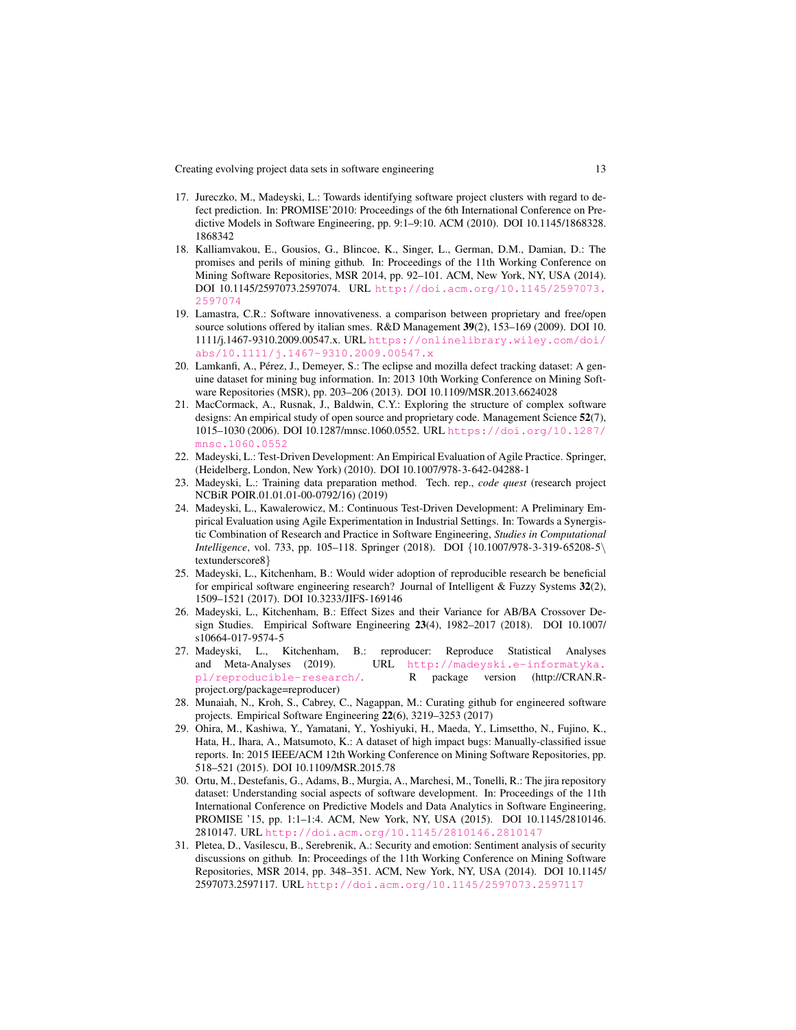17. Jureczko, M., Madeyski, L.: Towards identifying software project clusters with regard to defect prediction. In: PROMISE'2010: Proceedings of the 6th International Conference on Predictive Models in Software Engineering, pp. 9:1–9:10. ACM (2010). DOI 10.1145/1868328.1868342
18. Kalliamvakou, E., Gousios, G., Blincoe, K., Singer, L., German, D.M., Damian, D.: The promises and perils of mining github. In: Proceedings of the 11th Working Conference on Mining Software Repositories, MSR 2014, pp. 92–101. ACM, New York, NY, USA (2014). DOI 10.1145/2597073.2597074. URL http://doi.acm.org/10.1145/2597073.2597074
19. Lamastra, C.R.: Software innovativeness. a comparison between proprietary and free/open source solutions offered by italian smes. R&D Management **39**(2), 153–169 (2009). DOI 10.1111/j.1467-9310.2009.00547.x. URL https://onlinelibrary.wiley.com/doi/abs/10.1111/j.1467-9310.2009.00547.x
20. Lamkanfi, A., Pérez, J., Demeyer, S.: The eclipse and mozilla defect tracking dataset: A genuine dataset for mining bug information. In: 2013 10th Working Conference on Mining Software Repositories (MSR), pp. 203–206 (2013). DOI 10.1109/MSR.2013.6624028
21. MacCormack, A., Rusnak, J., Baldwin, C.Y.: Exploring the structure of complex software designs: An empirical study of open source and proprietary code. Management Science **52**(7), 1015–1030 (2006). DOI 10.1287/mnsc.1060.0552. URL https://doi.org/10.1287/mnsc.1060.0552
22. Madeyski, L.: Test-Driven Development: An Empirical Evaluation of Agile Practice. Springer, (Heidelberg, London, New York) (2010). DOI 10.1007/978-3-642-04288-1
23. Madeyski, L.: Training data preparation method. Tech. rep., *code quest* (research project NCBiR POIR.01.01.01-00-0792/16) (2019)
24. Madeyski, L., Kawalerowicz, M.: Continuous Test-Driven Development: A Preliminary Empirical Evaluation using Agile Experimentation in Industrial Settings. In: Towards a Synergistic Combination of Research and Practice in Software Engineering, *Studies in Computational Intelligence*, vol. 733, pp. 105–118. Springer (2018). DOI {10.1007/978-3-319-65208-5\textunderscore8}
25. Madeyski, L., Kitchenham, B.: Would wider adoption of reproducible research be beneficial for empirical software engineering research? Journal of Intelligent & Fuzzy Systems **32**(2), 1509–1521 (2017). DOI 10.3233/JIFS-169146
26. Madeyski, L., Kitchenham, B.: Effect Sizes and their Variance for AB/BA Crossover Design Studies. Empirical Software Engineering **23**(4), 1982–2017 (2018). DOI 10.1007/s10664-017-9574-5
27. Madeyski, L., Kitchenham, B.: reproducer: Reproduce Statistical Analyses and Meta-Analyses (2019). URL http://madeyski.e-informatyka.pl/reproducible-research/. R package version (http://CRAN.R-project.org/package=reproducer)
28. Munaiah, N., Kroh, S., Cabrey, C., Nagappan, M.: Curating github for engineered software projects. Empirical Software Engineering **22**(6), 3219–3253 (2017)
29. Ohira, M., Kashiwa, Y., Yamatani, Y., Yoshiyuki, H., Maeda, Y., Limsettho, N., Fujino, K., Hata, H., Ihara, A., Matsumoto, K.: A dataset of high impact bugs: Manually-classified issue reports. In: 2015 IEEE/ACM 12th Working Conference on Mining Software Repositories, pp. 518–521 (2015). DOI 10.1109/MSR.2015.78
30. Ortu, M., Destefanis, G., Adams, B., Murgia, A., Marchesi, M., Tonelli, R.: The jira repository dataset: Understanding social aspects of software development. In: Proceedings of the 11th International Conference on Predictive Models and Data Analytics in Software Engineering, PROMISE '15, pp. 1:1–1:4. ACM, New York, NY, USA (2015). DOI 10.1145/2810146.2810147. URL http://doi.acm.org/10.1145/2810146.2810147
31. Pletea, D., Vasilescu, B., Serebrenik, A.: Security and emotion: Sentiment analysis of security discussions on github. In: Proceedings of the 11th Working Conference on Mining Software Repositories, MSR 2014, pp. 348–351. ACM, New York, NY, USA (2014). DOI 10.1145/2597073.2597117. URL http://doi.acm.org/10.1145/2597073.2597117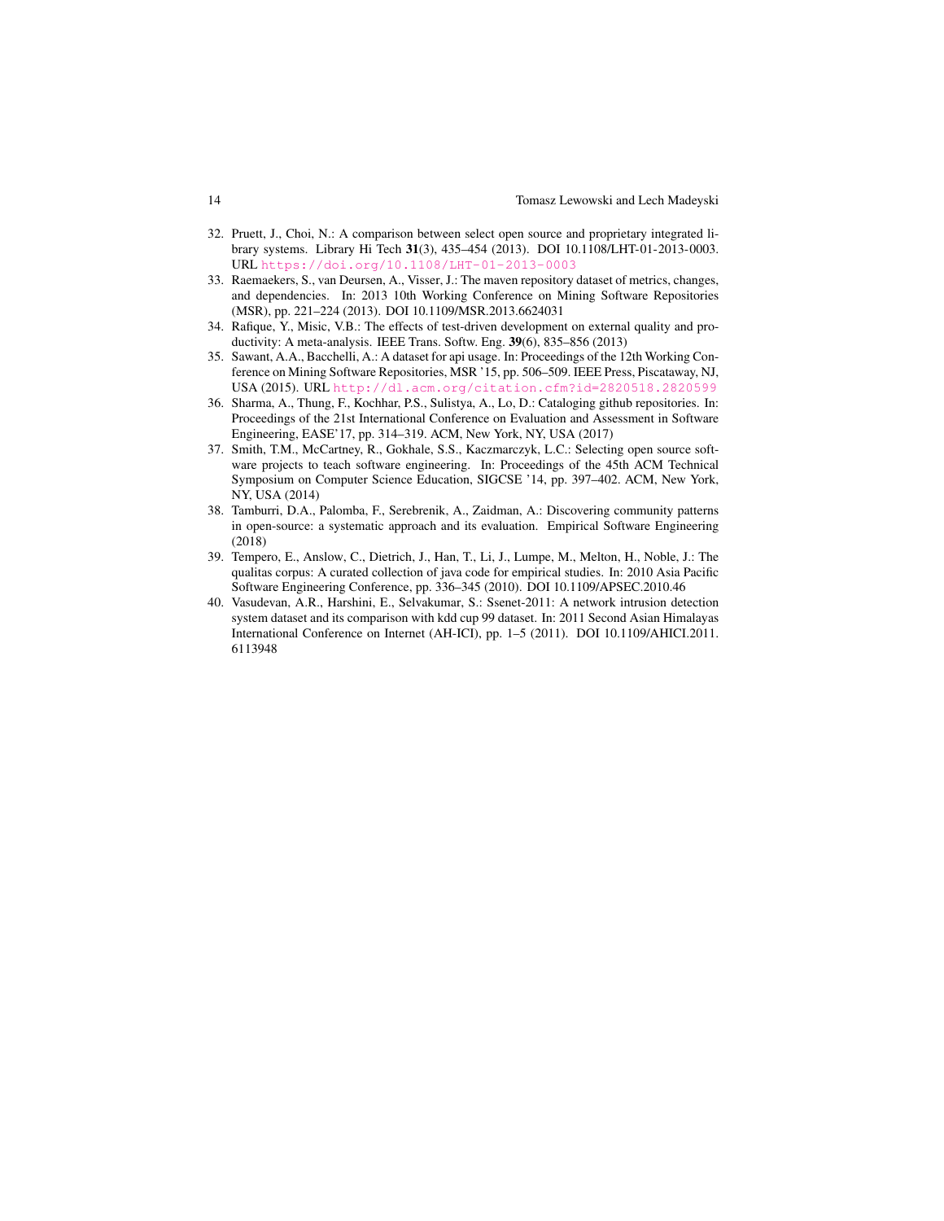32. Pruett, J., Choi, N.: A comparison between select open source and proprietary integrated library systems. Library Hi Tech **31**(3), 435–454 (2013). DOI 10.1108/LHT-01-2013-0003. URL https://doi.org/10.1108/LHT-01-2013-0003
33. Raemaekers, S., van Deursen, A., Visser, J.: The maven repository dataset of metrics, changes, and dependencies. In: 2013 10th Working Conference on Mining Software Repositories (MSR), pp. 221–224 (2013). DOI 10.1109/MSR.2013.6624031
34. Rafique, Y., Misic, V.B.: The effects of test-driven development on external quality and productivity: A meta-analysis. IEEE Trans. Softw. Eng. **39**(6), 835–856 (2013)
35. Sawant, A.A., Bacchelli, A.: A dataset for api usage. In: Proceedings of the 12th Working Conference on Mining Software Repositories, MSR '15, pp. 506–509. IEEE Press, Piscataway, NJ, USA (2015). URL http://dl.acm.org/citation.cfm?id=2820518.2820599
36. Sharma, A., Thung, F., Kochhar, P.S., Sulistya, A., Lo, D.: Cataloging github repositories. In: Proceedings of the 21st International Conference on Evaluation and Assessment in Software Engineering, EASE'17, pp. 314–319. ACM, New York, NY, USA (2017)
37. Smith, T.M., McCartney, R., Gokhale, S.S., Kaczmarczyk, L.C.: Selecting open source software projects to teach software engineering. In: Proceedings of the 45th ACM Technical Symposium on Computer Science Education, SIGCSE '14, pp. 397–402. ACM, New York, NY, USA (2014)
38. Tamburri, D.A., Palomba, F., Serebrenik, A., Zaidman, A.: Discovering community patterns in open-source: a systematic approach and its evaluation. Empirical Software Engineering (2018)
39. Tempero, E., Anslow, C., Dietrich, J., Han, T., Li, J., Lumpe, M., Melton, H., Noble, J.: The qualitas corpus: A curated collection of java code for empirical studies. In: 2010 Asia Pacific Software Engineering Conference, pp. 336–345 (2010). DOI 10.1109/APSEC.2010.46
40. Vasudevan, A.R., Harshini, E., Selvakumar, S.: Ssenet-2011: A network intrusion detection system dataset and its comparison with kdd cup 99 dataset. In: 2011 Second Asian Himalayas International Conference on Internet (AH-ICI), pp. 1–5 (2011). DOI 10.1109/AHICI.2011.6113948